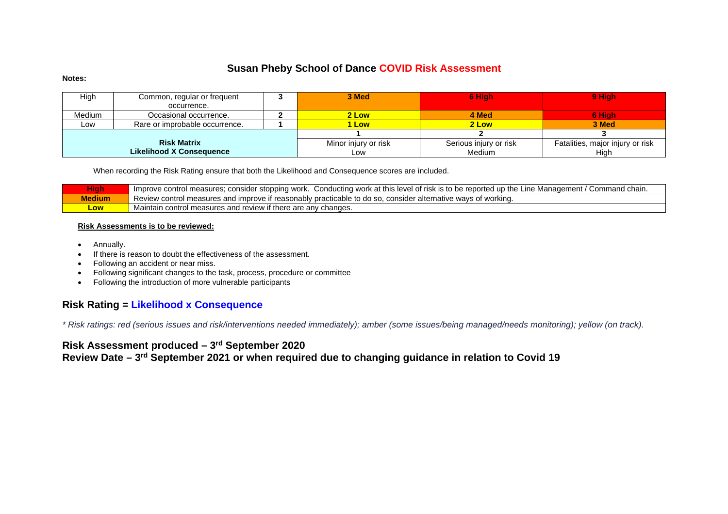# Susan Pheby School of Dance COVID Risk Assessment

**Notes:**

| | | | | | |
|---|---|---|---|---|---|
| High | Common, regular or frequent occurrence. | 3 | **3 Med** | **6 High** | **9 High** |
| Medium | Occasional occurrence. | 2 | **2 Low** | **4 Med** | **6 High** |
| Low | Rare or improbable occurrence. | 1 | **1 Low** | **2 Low** | **3 Med** |
| **Risk Matrix Likelihood X Consequence** | | | **1** | **2** | **3** |
| | | | Minor injury or risk | Serious injury or risk | Fatalities, major injury or risk |
| | | | Low | Medium | High |

When recording the Risk Rating ensure that both the Likelihood and Consequence scores are included.

| | |
|---|---|
| **High** | Improve control measures; consider stopping work. Conducting work at this level of risk is to be reported up the Line Management / Command chain. |
| **Medium** | Review control measures and improve if reasonably practicable to do so, consider alternative ways of working. |
| **Low** | Maintain control measures and review if there are any changes. |

**Risk Assessments is to be reviewed:**

- Annually.
- If there is reason to doubt the effectiveness of the assessment.
- Following an accident or near miss.
- Following significant changes to the task, process, procedure or committee
- Following the introduction of more vulnerable participants

## Risk Rating = Likelihood x Consequence

*\* Risk ratings: red (serious issues and risk/interventions needed immediately); amber (some issues/being managed/needs monitoring); yellow (on track).*

**Risk Assessment produced – 3rd September 2020**
**Review Date – 3rd September 2021 or when required due to changing guidance in relation to Covid 19**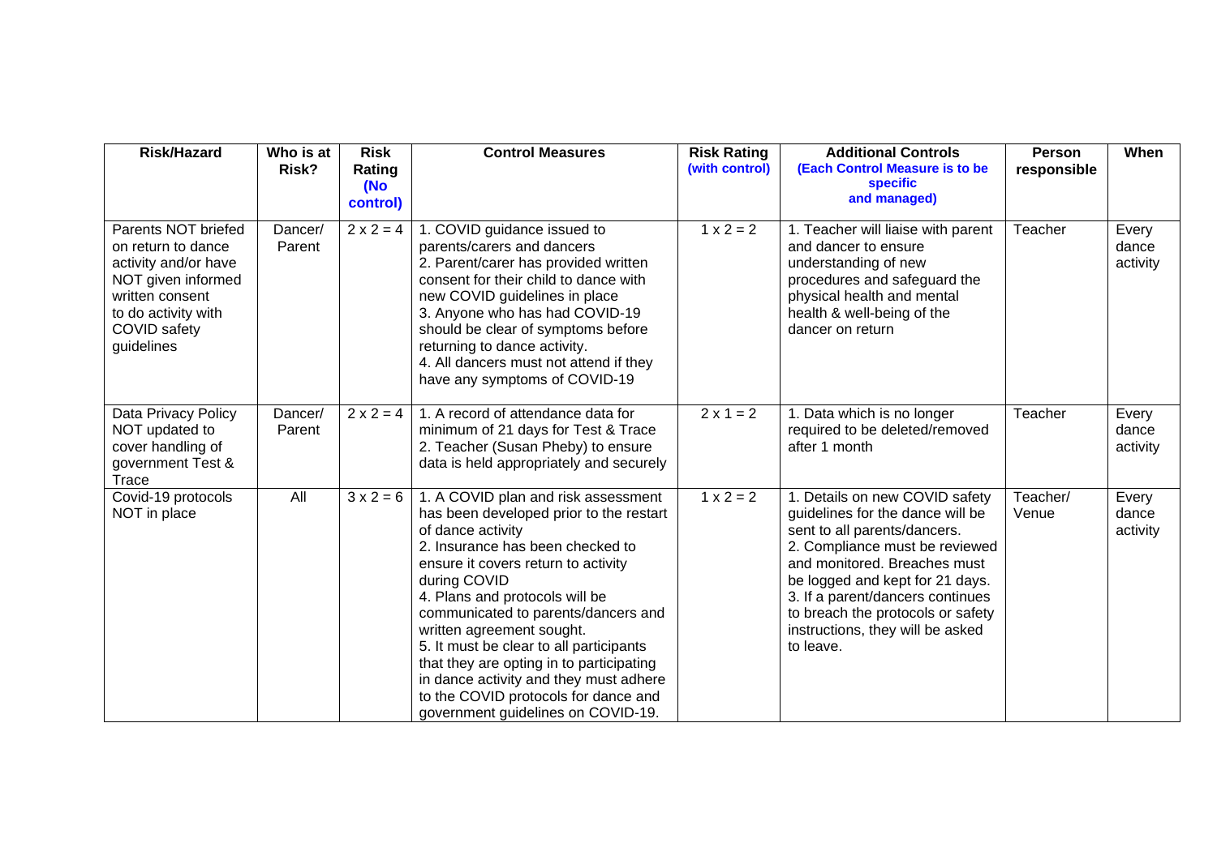| Risk/Hazard | Who is at Risk? | Risk Rating (No control) | Control Measures | Risk Rating (with control) | Additional Controls (Each Control Measure is to be specific and managed) | Person responsible | When |
|---|---|---|---|---|---|---|---|
| Parents NOT briefed on return to dance activity and/or have NOT given informed written consent to do activity with COVID safety guidelines | Dancer/ Parent | 2 x 2 = 4 | 1. COVID guidance issued to parents/carers and dancers<br>2. Parent/carer has provided written consent for their child to dance with new COVID guidelines in place<br>3. Anyone who has had COVID-19 should be clear of symptoms before returning to dance activity.<br>4. All dancers must not attend if they have any symptoms of COVID-19 | 1 x 2 = 2 | 1. Teacher will liaise with parent and dancer to ensure understanding of new procedures and safeguard the physical health and mental health & well-being of the dancer on return | Teacher | Every dance activity |
| Data Privacy Policy NOT updated to cover handling of government Test & Trace | Dancer/ Parent | 2 x 2 = 4 | 1. A record of attendance data for minimum of 21 days for Test & Trace<br>2. Teacher (Susan Pheby) to ensure data is held appropriately and securely | 2 x 1 = 2 | 1. Data which is no longer required to be deleted/removed after 1 month | Teacher | Every dance activity |
| Covid-19 protocols NOT in place | All | 3 x 2 = 6 | 1. A COVID plan and risk assessment has been developed prior to the restart of dance activity<br>2. Insurance has been checked to ensure it covers return to activity during COVID<br>4. Plans and protocols will be communicated to parents/dancers and written agreement sought.<br>5. It must be clear to all participants that they are opting in to participating in dance activity and they must adhere to the COVID protocols for dance and government guidelines on COVID-19. | 1 x 2 = 2 | 1. Details on new COVID safety guidelines for the dance will be sent to all parents/dancers.<br>2. Compliance must be reviewed and monitored. Breaches must be logged and kept for 21 days.<br>3. If a parent/dancers continues to breach the protocols or safety instructions, they will be asked to leave. | Teacher/ Venue | Every dance activity |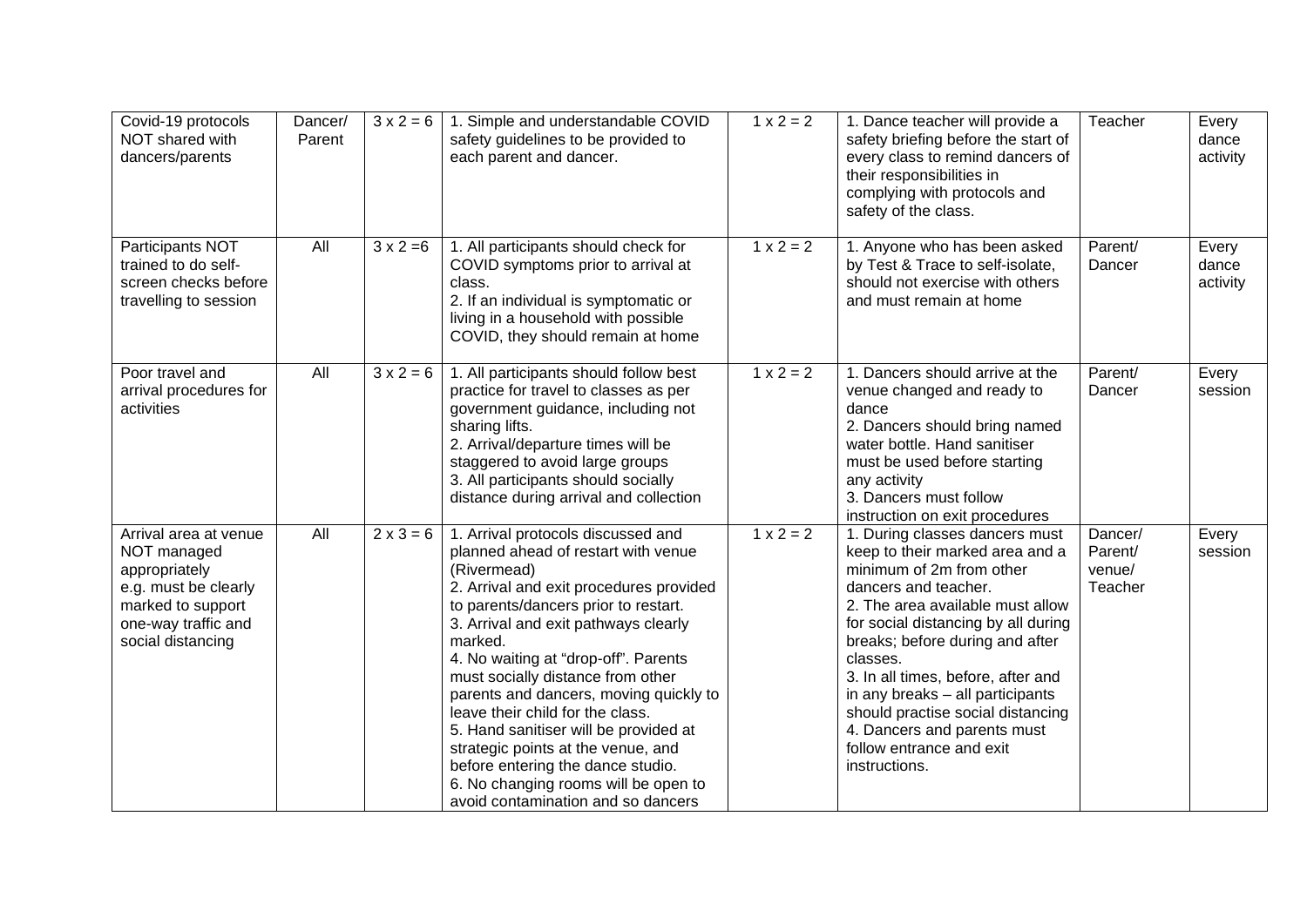| Covid-19 protocols NOT shared with dancers/parents | Dancer/ Parent | 3 x 2 = 6 | 1. Simple and understandable COVID safety guidelines to be provided to each parent and dancer. | 1 x 2 = 2 | 1. Dance teacher will provide a safety briefing before the start of every class to remind dancers of their responsibilities in complying with protocols and safety of the class. | Teacher | Every dance activity |
|---|---|---|---|---|---|---|---|
| Participants NOT trained to do self-screen checks before travelling to session | All | 3 x 2 =6 | 1. All participants should check for COVID symptoms prior to arrival at class.<br>2. If an individual is symptomatic or living in a household with possible COVID, they should remain at home | 1 x 2 = 2 | 1. Anyone who has been asked by Test & Trace to self-isolate, should not exercise with others and must remain at home | Parent/ Dancer | Every dance activity |
| Poor travel and arrival procedures for activities | All | 3 x 2 = 6 | 1. All participants should follow best practice for travel to classes as per government guidance, including not sharing lifts.<br>2. Arrival/departure times will be staggered to avoid large groups<br>3. All participants should socially distance during arrival and collection | 1 x 2 = 2 | 1. Dancers should arrive at the venue changed and ready to dance<br>2. Dancers should bring named water bottle. Hand sanitiser must be used before starting any activity<br>3. Dancers must follow instruction on exit procedures | Parent/ Dancer | Every session |
| Arrival area at venue NOT managed appropriately e.g. must be clearly marked to support one-way traffic and social distancing | All | 2 x 3 = 6 | 1. Arrival protocols discussed and planned ahead of restart with venue (Rivermead)<br>2. Arrival and exit procedures provided to parents/dancers prior to restart.<br>3. Arrival and exit pathways clearly marked.<br>4. No waiting at "drop-off". Parents must socially distance from other parents and dancers, moving quickly to leave their child for the class.<br>5. Hand sanitiser will be provided at strategic points at the venue, and before entering the dance studio.<br>6. No changing rooms will be open to avoid contamination and so dancers | 1 x 2 = 2 | 1. During classes dancers must keep to their marked area and a minimum of 2m from other dancers and teacher.<br>2. The area available must allow for social distancing by all during breaks; before during and after classes.<br>3. In all times, before, after and in any breaks – all participants should practise social distancing<br>4. Dancers and parents must follow entrance and exit instructions. | Dancer/ Parent/ venue/ Teacher | Every session |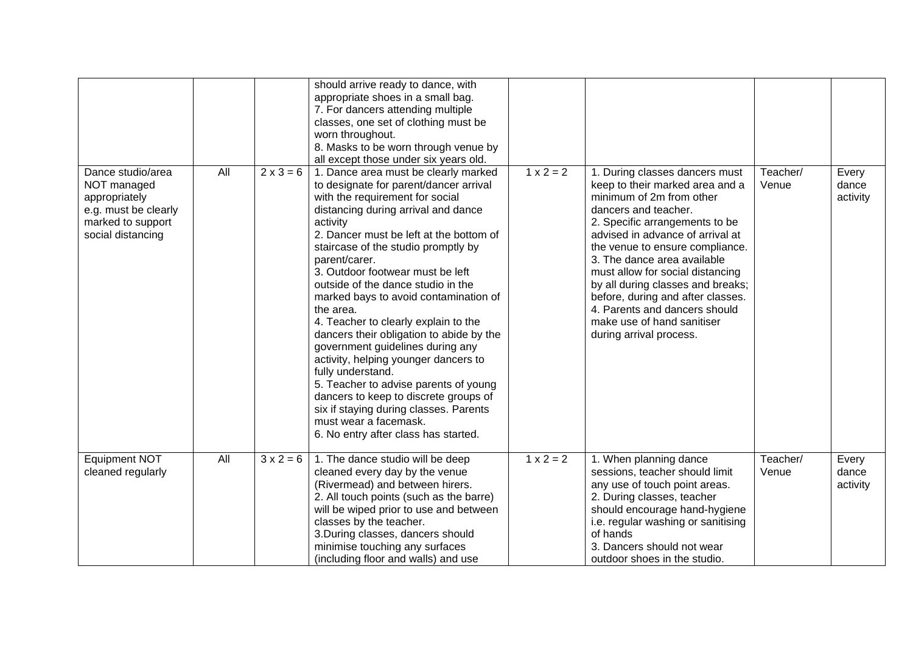| | | | | | | | |
|---|---|---|---|---|---|---|---|
| | | | should arrive ready to dance, with appropriate shoes in a small bag.<br>7. For dancers attending multiple classes, one set of clothing must be worn throughout.<br>8. Masks to be worn through venue by all except those under six years old. | | | | |
| Dance studio/area NOT managed appropriately e.g. must be clearly marked to support social distancing | All | 2 x 3 = 6 | 1. Dance area must be clearly marked to designate for parent/dancer arrival with the requirement for social distancing during arrival and dance activity<br>2. Dancer must be left at the bottom of staircase of the studio promptly by parent/carer.<br>3. Outdoor footwear must be left outside of the dance studio in the marked bays to avoid contamination of the area.<br>4. Teacher to clearly explain to the dancers their obligation to abide by the government guidelines during any activity, helping younger dancers to fully understand.<br>5. Teacher to advise parents of young dancers to keep to discrete groups of six if staying during classes. Parents must wear a facemask.<br>6. No entry after class has started. | 1 x 2 = 2 | 1. During classes dancers must keep to their marked area and a minimum of 2m from other dancers and teacher.<br>2. Specific arrangements to be advised in advance of arrival at the venue to ensure compliance.<br>3. The dance area available must allow for social distancing by all during classes and breaks; before, during and after classes.<br>4. Parents and dancers should make use of hand sanitiser during arrival process. | Teacher/ Venue | Every dance activity |
| Equipment NOT cleaned regularly | All | 3 x 2 = 6 | 1. The dance studio will be deep cleaned every day by the venue (Rivermead) and between hirers.<br>2. All touch points (such as the barre) will be wiped prior to use and between classes by the teacher.<br>3.During classes, dancers should minimise touching any surfaces (including floor and walls) and use | 1 x 2 = 2 | 1. When planning dance sessions, teacher should limit any use of touch point areas.<br>2. During classes, teacher should encourage hand-hygiene i.e. regular washing or sanitising of hands<br>3. Dancers should not wear outdoor shoes in the studio. | Teacher/ Venue | Every dance activity |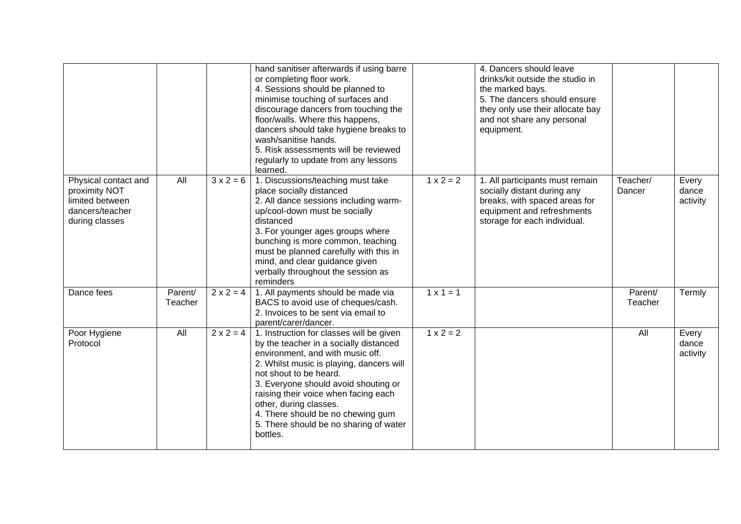| | | | | | | | |
|---|---|---|---|---|---|---|---|
| | | | hand sanitiser afterwards if using barre or completing floor work.<br>4. Sessions should be planned to minimise touching of surfaces and discourage dancers from touching the floor/walls. Where this happens, dancers should take hygiene breaks to wash/sanitise hands.<br>5. Risk assessments will be reviewed regularly to update from any lessons learned. | | 4. Dancers should leave drinks/kit outside the studio in the marked bays.<br>5. The dancers should ensure they only use their allocate bay and not share any personal equipment. | | |
| Physical contact and proximity NOT limited between dancers/teacher during classes | All | 3 x 2 = 6 | 1. Discussions/teaching must take place socially distanced<br>2. All dance sessions including warm-up/cool-down must be socially distanced<br>3. For younger ages groups where bunching is more common, teaching must be planned carefully with this in mind, and clear guidance given verbally throughout the session as reminders | 1 x 2 = 2 | 1. All participants must remain socially distant during any breaks, with spaced areas for equipment and refreshments storage for each individual. | Teacher/ Dancer | Every dance activity |
| Dance fees | Parent/ Teacher | 2 x 2 = 4 | 1. All payments should be made via BACS to avoid use of cheques/cash.<br>2. Invoices to be sent via email to parent/carer/dancer. | 1 x 1 = 1 | | Parent/ Teacher | Termly |
| Poor Hygiene Protocol | All | 2 x 2 = 4 | 1. Instruction for classes will be given by the teacher in a socially distanced environment, and with music off.<br>2. Whilst music is playing, dancers will not shout to be heard.<br>3. Everyone should avoid shouting or raising their voice when facing each other, during classes.<br>4. There should be no chewing gum<br>5. There should be no sharing of water bottles. | 1 x 2 = 2 | | All | Every dance activity |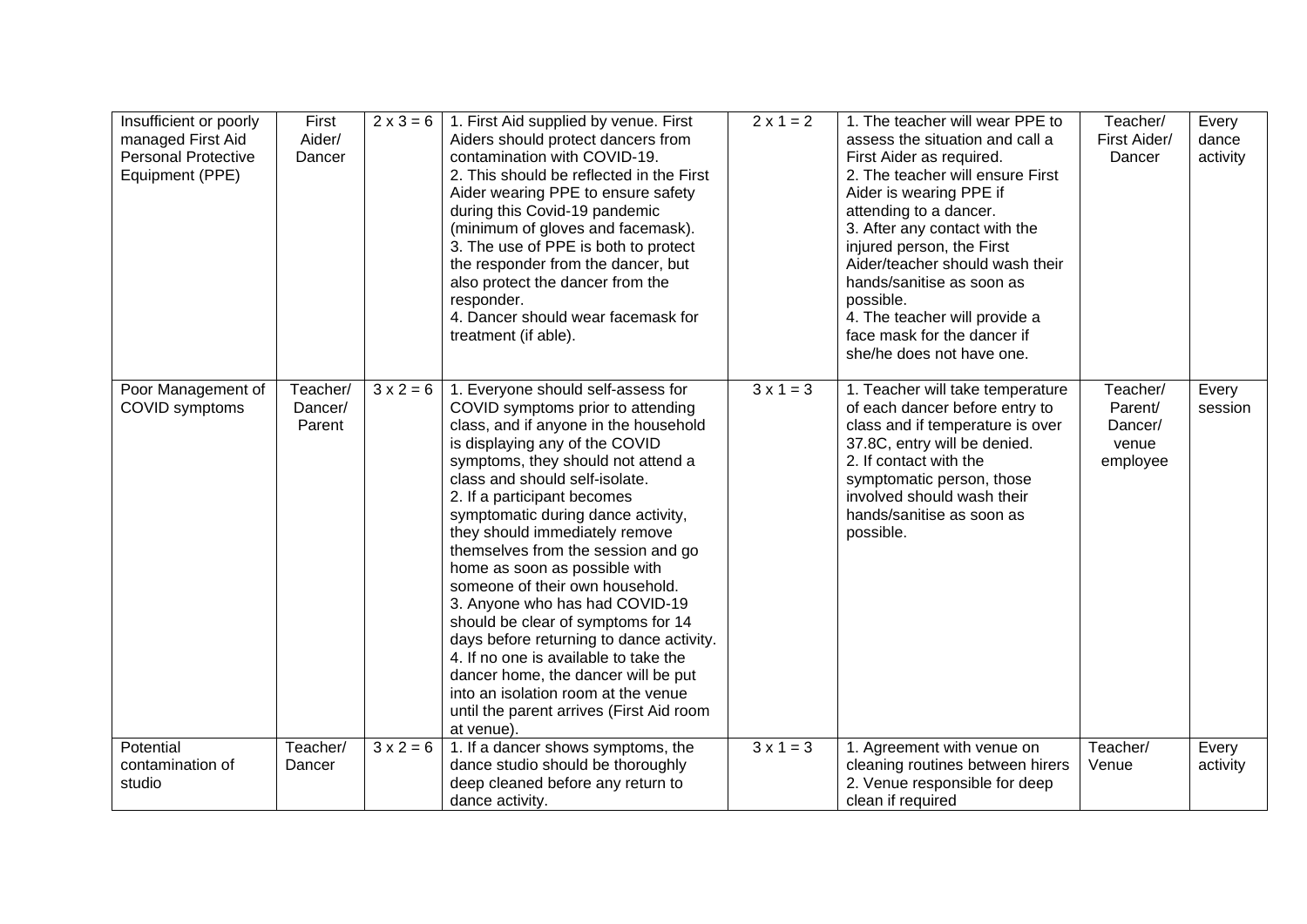| Insufficient or poorly managed First Aid Personal Protective Equipment (PPE) | First Aider/ Dancer | 2 x 3 = 6 | 1. First Aid supplied by venue. First Aiders should protect dancers from contamination with COVID-19.<br>2. This should be reflected in the First Aider wearing PPE to ensure safety during this Covid-19 pandemic (minimum of gloves and facemask).<br>3. The use of PPE is both to protect the responder from the dancer, but also protect the dancer from the responder.<br>4. Dancer should wear facemask for treatment (if able). | 2 x 1 = 2 | 1. The teacher will wear PPE to assess the situation and call a First Aider as required.<br>2. The teacher will ensure First Aider is wearing PPE if attending to a dancer.<br>3. After any contact with the injured person, the First Aider/teacher should wash their hands/sanitise as soon as possible.<br>4. The teacher will provide a face mask for the dancer if she/he does not have one. | Teacher/ First Aider/ Dancer | Every dance activity |
|---|---|---|---|---|---|---|---|
| Poor Management of COVID symptoms | Teacher/ Dancer/ Parent | 3 x 2 = 6 | 1. Everyone should self-assess for COVID symptoms prior to attending class, and if anyone in the household is displaying any of the COVID symptoms, they should not attend a class and should self-isolate.<br>2. If a participant becomes symptomatic during dance activity, they should immediately remove themselves from the session and go home as soon as possible with someone of their own household.<br>3. Anyone who has had COVID-19 should be clear of symptoms for 14 days before returning to dance activity.<br>4. If no one is available to take the dancer home, the dancer will be put into an isolation room at the venue until the parent arrives (First Aid room at venue). | 3 x 1 = 3 | 1. Teacher will take temperature of each dancer before entry to class and if temperature is over 37.8C, entry will be denied.<br>2. If contact with the symptomatic person, those involved should wash their hands/sanitise as soon as possible. | Teacher/ Parent/ Dancer/ venue employee | Every session |
| Potential contamination of studio | Teacher/ Dancer | 3 x 2 = 6 | 1. If a dancer shows symptoms, the dance studio should be thoroughly deep cleaned before any return to dance activity. | 3 x 1 = 3 | 1. Agreement with venue on cleaning routines between hirers<br>2. Venue responsible for deep clean if required | Teacher/ Venue | Every activity |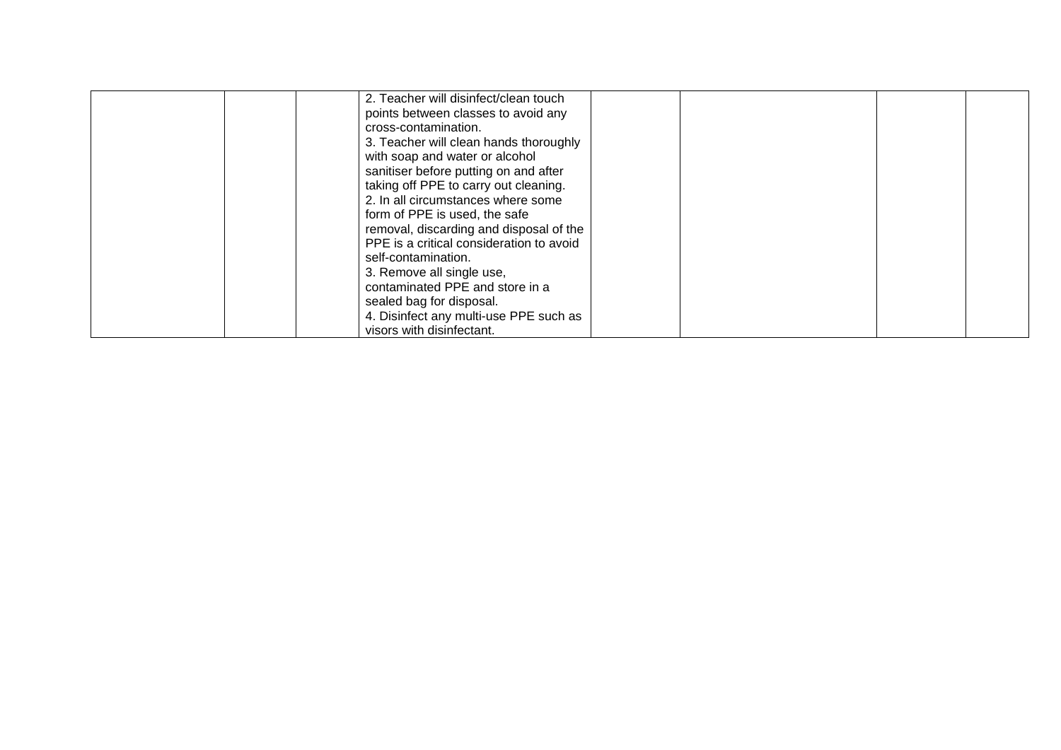| | | | | | | | |
|---|---|---|---|---|---|---|---|
| | | | 2. Teacher will disinfect/clean touch points between classes to avoid any cross-contamination.<br>3. Teacher will clean hands thoroughly with soap and water or alcohol sanitiser before putting on and after taking off PPE to carry out cleaning.<br>2. In all circumstances where some form of PPE is used, the safe removal, discarding and disposal of the PPE is a critical consideration to avoid self-contamination.<br>3. Remove all single use, contaminated PPE and store in a sealed bag for disposal.<br>4. Disinfect any multi-use PPE such as visors with disinfectant. | | | | |